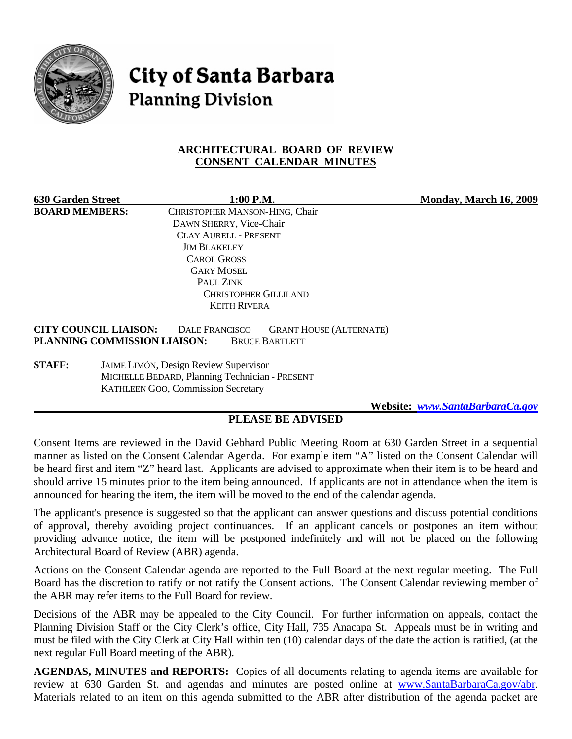# City of Santa Barbara
## Planning Division

### ARCHITECTURAL BOARD OF REVIEW
### CONSENT CALENDAR MINUTES

**630 Garden Street** **1:00 P.M.** **Monday, March 16, 2009**

**BOARD MEMBERS:**
CHRISTOPHER MANSON-HING, Chair
DAWN SHERRY, Vice-Chair
CLAY AURELL - PRESENT
JIM BLAKELEY
CAROL GROSS
GARY MOSEL
PAUL ZINK
CHRISTOPHER GILLILAND
KEITH RIVERA

**CITY COUNCIL LIAISON:** DALE FRANCISCO GRANT HOUSE (ALTERNATE)
**PLANNING COMMISSION LIAISON:** BRUCE BARTLETT

**STAFF:**
JAIME LIMÓN, Design Review Supervisor
MICHELLE BEDARD, Planning Technician - PRESENT
KATHLEEN GOO, Commission Secretary

**Website: *www.SantaBarbaraCa.gov***

**PLEASE BE ADVISED**

Consent Items are reviewed in the David Gebhard Public Meeting Room at 630 Garden Street in a sequential manner as listed on the Consent Calendar Agenda. For example item "A" listed on the Consent Calendar will be heard first and item "Z" heard last. Applicants are advised to approximate when their item is to be heard and should arrive 15 minutes prior to the item being announced. If applicants are not in attendance when the item is announced for hearing the item, the item will be moved to the end of the calendar agenda.

The applicant's presence is suggested so that the applicant can answer questions and discuss potential conditions of approval, thereby avoiding project continuances. If an applicant cancels or postpones an item without providing advance notice, the item will be postponed indefinitely and will not be placed on the following Architectural Board of Review (ABR) agenda.

Actions on the Consent Calendar agenda are reported to the Full Board at the next regular meeting. The Full Board has the discretion to ratify or not ratify the Consent actions. The Consent Calendar reviewing member of the ABR may refer items to the Full Board for review.

Decisions of the ABR may be appealed to the City Council. For further information on appeals, contact the Planning Division Staff or the City Clerk's office, City Hall, 735 Anacapa St. Appeals must be in writing and must be filed with the City Clerk at City Hall within ten (10) calendar days of the date the action is ratified, (at the next regular Full Board meeting of the ABR).

**AGENDAS, MINUTES and REPORTS:** Copies of all documents relating to agenda items are available for review at 630 Garden St. and agendas and minutes are posted online at www.SantaBarbaraCa.gov/abr. Materials related to an item on this agenda submitted to the ABR after distribution of the agenda packet are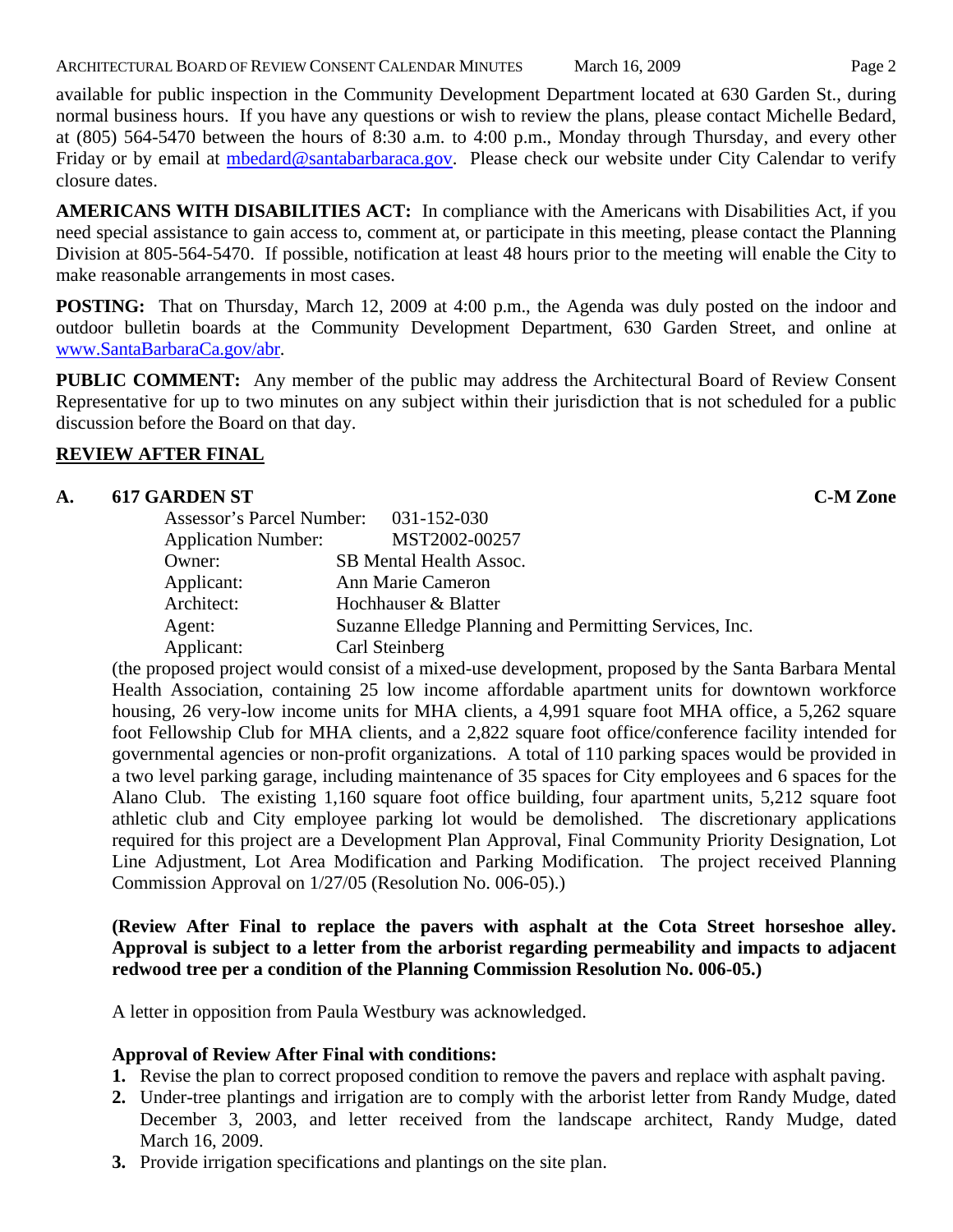available for public inspection in the Community Development Department located at 630 Garden St., during normal business hours. If you have any questions or wish to review the plans, please contact Michelle Bedard, at (805) 564-5470 between the hours of 8:30 a.m. to 4:00 p.m., Monday through Thursday, and every other Friday or by email at mbedard@santabarbaraca.gov. Please check our website under City Calendar to verify closure dates.

**AMERICANS WITH DISABILITIES ACT:** In compliance with the Americans with Disabilities Act, if you need special assistance to gain access to, comment at, or participate in this meeting, please contact the Planning Division at 805-564-5470. If possible, notification at least 48 hours prior to the meeting will enable the City to make reasonable arrangements in most cases.

**POSTING:** That on Thursday, March 12, 2009 at 4:00 p.m., the Agenda was duly posted on the indoor and outdoor bulletin boards at the Community Development Department, 630 Garden Street, and online at www.SantaBarbaraCa.gov/abr.

**PUBLIC COMMENT:** Any member of the public may address the Architectural Board of Review Consent Representative for up to two minutes on any subject within their jurisdiction that is not scheduled for a public discussion before the Board on that day.

## REVIEW AFTER FINAL

### A. 617 GARDEN ST — C-M Zone

Assessor's Parcel Number: 031-152-030
Application Number: MST2002-00257
Owner: SB Mental Health Assoc.
Applicant: Ann Marie Cameron
Architect: Hochhauser & Blatter
Agent: Suzanne Elledge Planning and Permitting Services, Inc.
Applicant: Carl Steinberg

(the proposed project would consist of a mixed-use development, proposed by the Santa Barbara Mental Health Association, containing 25 low income affordable apartment units for downtown workforce housing, 26 very-low income units for MHA clients, a 4,991 square foot MHA office, a 5,262 square foot Fellowship Club for MHA clients, and a 2,822 square foot office/conference facility intended for governmental agencies or non-profit organizations. A total of 110 parking spaces would be provided in a two level parking garage, including maintenance of 35 spaces for City employees and 6 spaces for the Alano Club. The existing 1,160 square foot office building, four apartment units, 5,212 square foot athletic club and City employee parking lot would be demolished. The discretionary applications required for this project are a Development Plan Approval, Final Community Priority Designation, Lot Line Adjustment, Lot Area Modification and Parking Modification. The project received Planning Commission Approval on 1/27/05 (Resolution No. 006-05).)

**(Review After Final to replace the pavers with asphalt at the Cota Street horseshoe alley. Approval is subject to a letter from the arborist regarding permeability and impacts to adjacent redwood tree per a condition of the Planning Commission Resolution No. 006-05.)**

A letter in opposition from Paula Westbury was acknowledged.

**Approval of Review After Final with conditions:**

1. Revise the plan to correct proposed condition to remove the pavers and replace with asphalt paving.
2. Under-tree plantings and irrigation are to comply with the arborist letter from Randy Mudge, dated December 3, 2003, and letter received from the landscape architect, Randy Mudge, dated March 16, 2009.
3. Provide irrigation specifications and plantings on the site plan.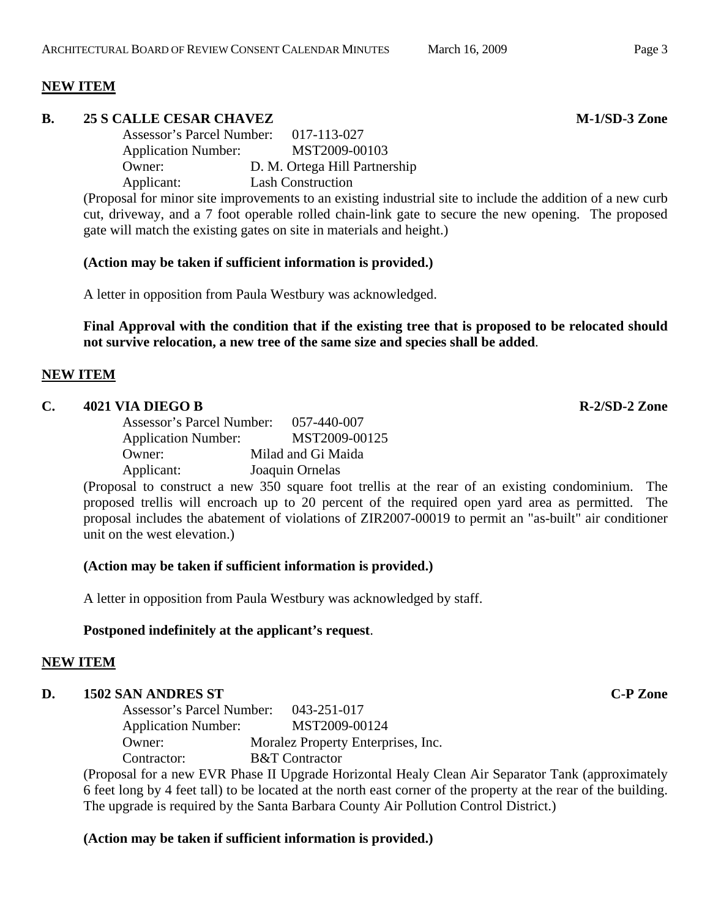**NEW ITEM**

**B. 25 S CALLE CESAR CHAVEZ M-1/SD-3 Zone**

Assessor's Parcel Number: 017-113-027
Application Number: MST2009-00103
Owner: D. M. Ortega Hill Partnership
Applicant: Lash Construction

(Proposal for minor site improvements to an existing industrial site to include the addition of a new curb cut, driveway, and a 7 foot operable rolled chain-link gate to secure the new opening. The proposed gate will match the existing gates on site in materials and height.)

**(Action may be taken if sufficient information is provided.)**

A letter in opposition from Paula Westbury was acknowledged.

**Final Approval with the condition that if the existing tree that is proposed to be relocated should not survive relocation, a new tree of the same size and species shall be added**.

**NEW ITEM**

**C. 4021 VIA DIEGO B R-2/SD-2 Zone**

Assessor's Parcel Number: 057-440-007
Application Number: MST2009-00125
Owner: Milad and Gi Maida
Applicant: Joaquin Ornelas

(Proposal to construct a new 350 square foot trellis at the rear of an existing condominium. The proposed trellis will encroach up to 20 percent of the required open yard area as permitted. The proposal includes the abatement of violations of ZIR2007-00019 to permit an "as-built" air conditioner unit on the west elevation.)

**(Action may be taken if sufficient information is provided.)**

A letter in opposition from Paula Westbury was acknowledged by staff.

**Postponed indefinitely at the applicant's request**.

**NEW ITEM**

**D. 1502 SAN ANDRES ST C-P Zone**

Assessor's Parcel Number: 043-251-017
Application Number: MST2009-00124
Owner: Moralez Property Enterprises, Inc.
Contractor: B&T Contractor

(Proposal for a new EVR Phase II Upgrade Horizontal Healy Clean Air Separator Tank (approximately 6 feet long by 4 feet tall) to be located at the north east corner of the property at the rear of the building. The upgrade is required by the Santa Barbara County Air Pollution Control District.)

**(Action may be taken if sufficient information is provided.)**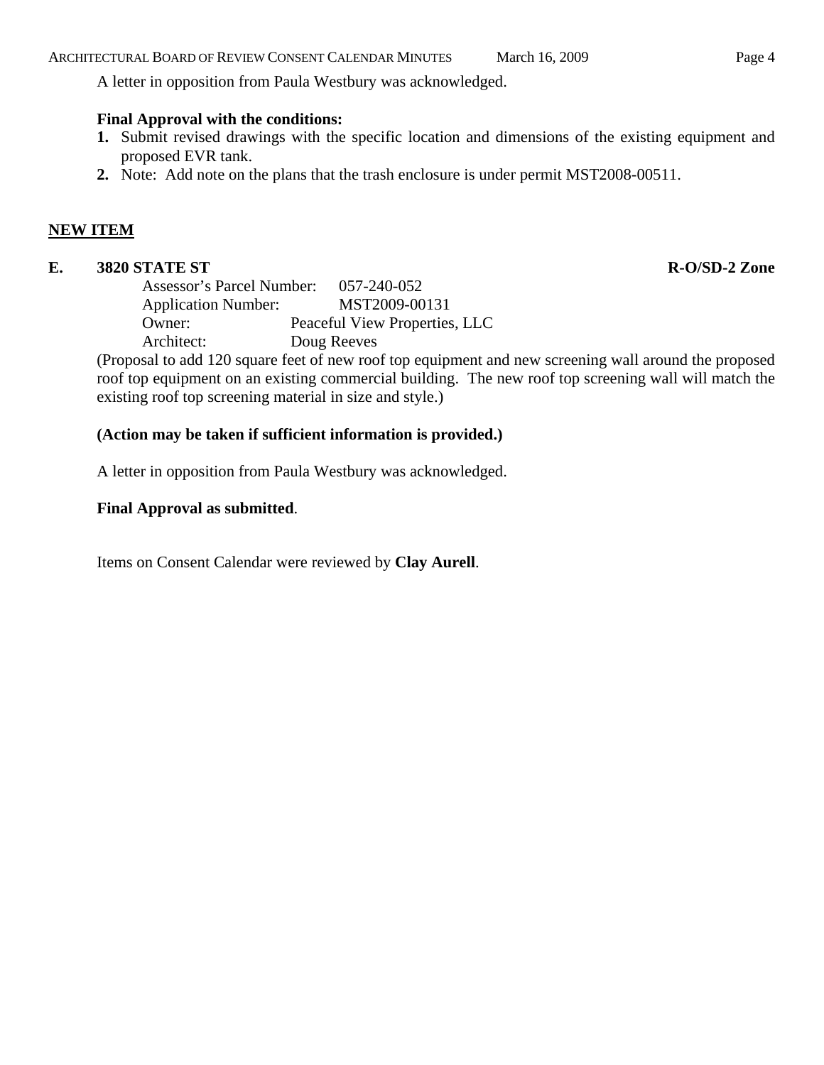A letter in opposition from Paula Westbury was acknowledged.

**Final Approval with the conditions:**

1. Submit revised drawings with the specific location and dimensions of the existing equipment and proposed EVR tank.
2. Note: Add note on the plans that the trash enclosure is under permit MST2008-00511.

**NEW ITEM**

**E. 3820 STATE ST** **R-O/SD-2 Zone**

Assessor's Parcel Number: 057-240-052
Application Number: MST2009-00131
Owner: Peaceful View Properties, LLC
Architect: Doug Reeves

(Proposal to add 120 square feet of new roof top equipment and new screening wall around the proposed roof top equipment on an existing commercial building. The new roof top screening wall will match the existing roof top screening material in size and style.)

**(Action may be taken if sufficient information is provided.)**

A letter in opposition from Paula Westbury was acknowledged.

**Final Approval as submitted**.

Items on Consent Calendar were reviewed by **Clay Aurell**.